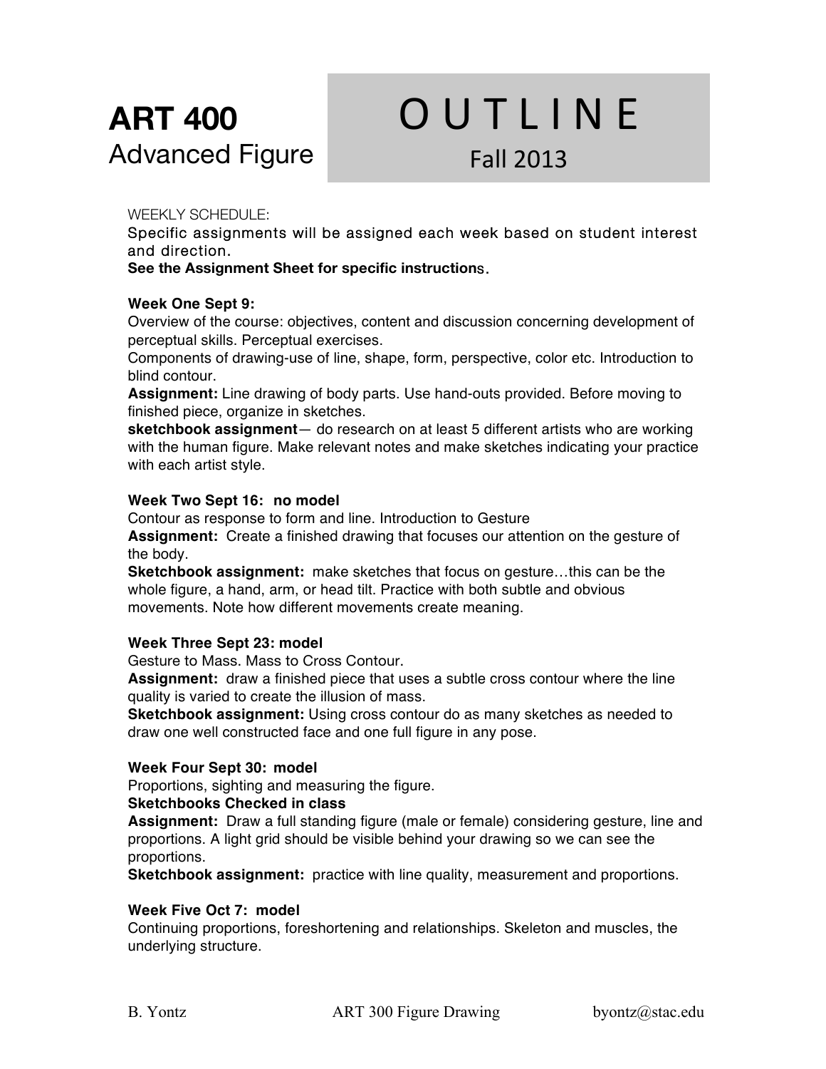# ART 400
## Advanced Figure

# O U T L I N E
## Fall 2013

WEEKLY SCHEDULE:

Specific assignments will be assigned each week based on student interest and direction.

**See the Assignment Sheet for specific instructions.**

**Week One Sept 9:**

Overview of the course: objectives, content and discussion concerning development of perceptual skills. Perceptual exercises.

Components of drawing-use of line, shape, form, perspective, color etc. Introduction to blind contour.

**Assignment:** Line drawing of body parts. Use hand-outs provided. Before moving to finished piece, organize in sketches.

**sketchbook assignment**— do research on at least 5 different artists who are working with the human figure. Make relevant notes and make sketches indicating your practice with each artist style.

**Week Two Sept 16: no model**

Contour as response to form and line. Introduction to Gesture

**Assignment:** Create a finished drawing that focuses our attention on the gesture of the body.

**Sketchbook assignment:** make sketches that focus on gesture…this can be the whole figure, a hand, arm, or head tilt. Practice with both subtle and obvious movements. Note how different movements create meaning.

**Week Three Sept 23: model**

Gesture to Mass. Mass to Cross Contour.

**Assignment:** draw a finished piece that uses a subtle cross contour where the line quality is varied to create the illusion of mass.

**Sketchbook assignment:** Using cross contour do as many sketches as needed to draw one well constructed face and one full figure in any pose.

**Week Four Sept 30: model**

Proportions, sighting and measuring the figure.

**Sketchbooks Checked in class**

**Assignment:** Draw a full standing figure (male or female) considering gesture, line and proportions. A light grid should be visible behind your drawing so we can see the proportions.

**Sketchbook assignment:** practice with line quality, measurement and proportions.

**Week Five Oct 7: model**

Continuing proportions, foreshortening and relationships. Skeleton and muscles, the underlying structure.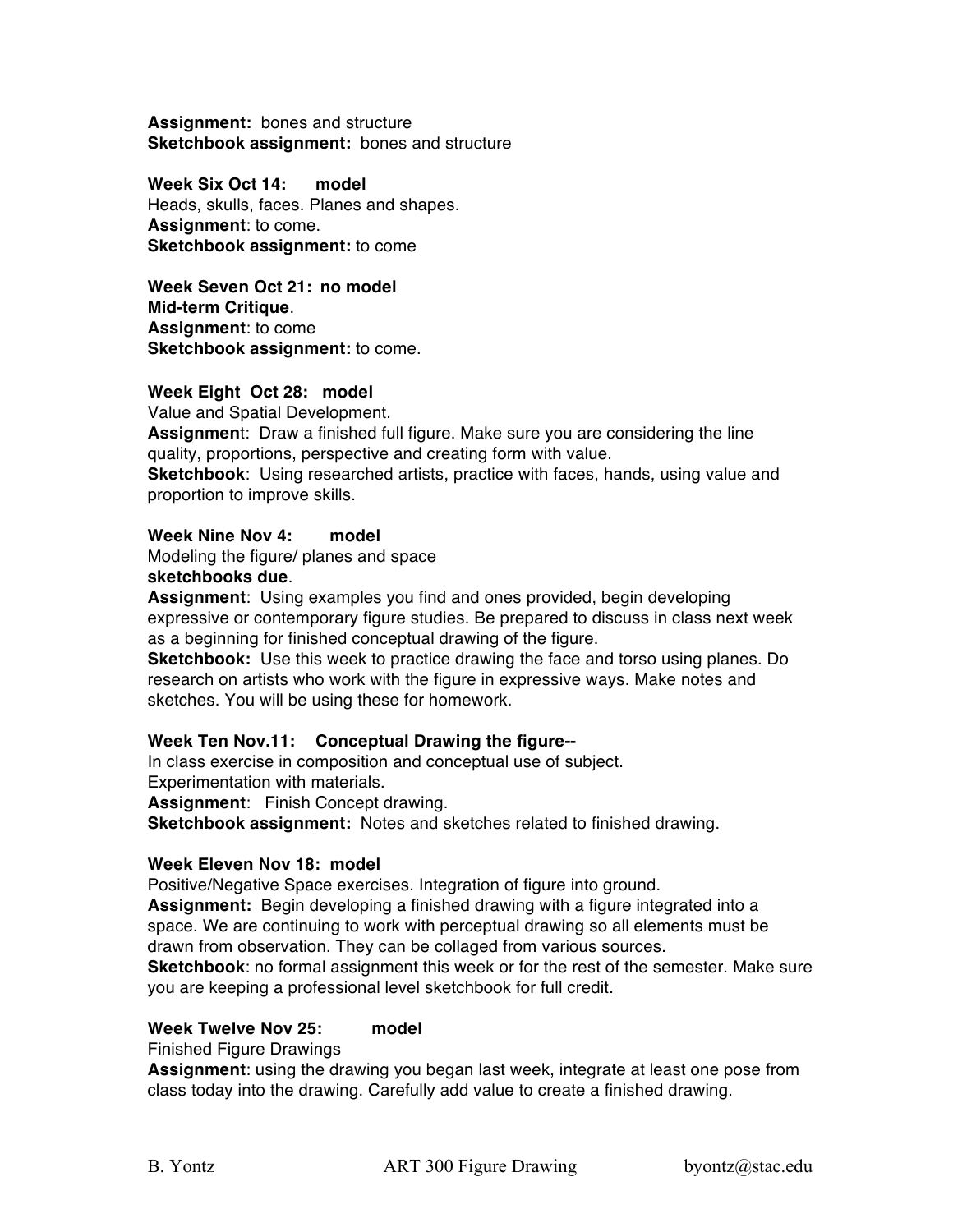**Assignment:** bones and structure
**Sketchbook assignment:** bones and structure

**Week Six Oct 14: model**
Heads, skulls, faces. Planes and shapes.
**Assignment**: to come.
**Sketchbook assignment:** to come

**Week Seven Oct 21: no model**
**Mid-term Critique**.
**Assignment**: to come
**Sketchbook assignment:** to come.

**Week Eight Oct 28: model**
Value and Spatial Development.
**Assignment**: Draw a finished full figure. Make sure you are considering the line quality, proportions, perspective and creating form with value.
**Sketchbook**: Using researched artists, practice with faces, hands, using value and proportion to improve skills.

**Week Nine Nov 4: model**
Modeling the figure/ planes and space
**sketchbooks due**.
**Assignment**: Using examples you find and ones provided, begin developing expressive or contemporary figure studies. Be prepared to discuss in class next week as a beginning for finished conceptual drawing of the figure.
**Sketchbook:** Use this week to practice drawing the face and torso using planes. Do research on artists who work with the figure in expressive ways. Make notes and sketches. You will be using these for homework.

**Week Ten Nov.11: Conceptual Drawing the figure--**
In class exercise in composition and conceptual use of subject.
Experimentation with materials.
**Assignment**: Finish Concept drawing.
**Sketchbook assignment:** Notes and sketches related to finished drawing.

**Week Eleven Nov 18: model**
Positive/Negative Space exercises. Integration of figure into ground.
**Assignment:** Begin developing a finished drawing with a figure integrated into a space. We are continuing to work with perceptual drawing so all elements must be drawn from observation. They can be collaged from various sources.
**Sketchbook**: no formal assignment this week or for the rest of the semester. Make sure you are keeping a professional level sketchbook for full credit.

**Week Twelve Nov 25: model**
Finished Figure Drawings
**Assignment**: using the drawing you began last week, integrate at least one pose from class today into the drawing. Carefully add value to create a finished drawing.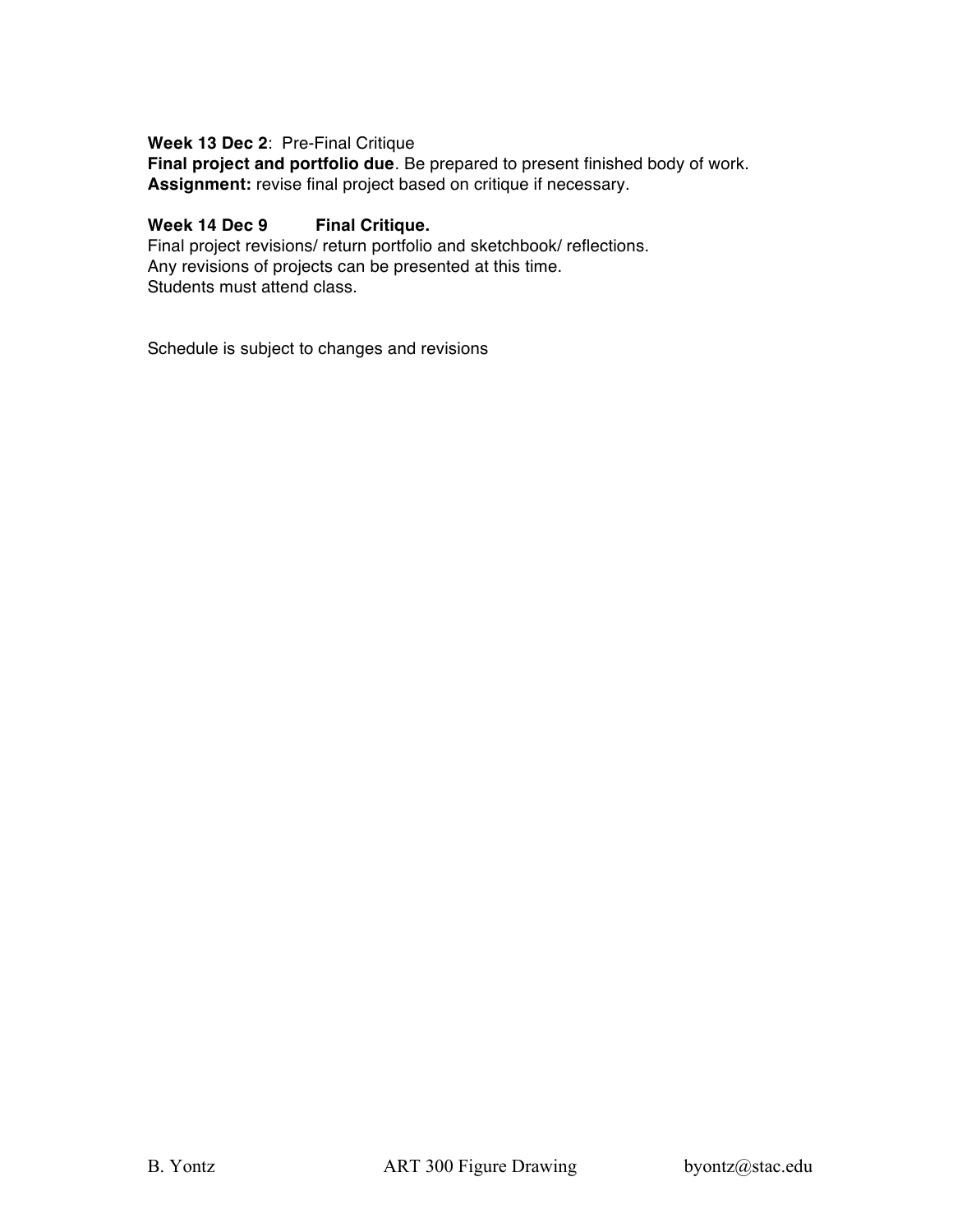**Week 13 Dec 2**: Pre-Final Critique
**Final project and portfolio due**. Be prepared to present finished body of work.
**Assignment:** revise final project based on critique if necessary.

**Week 14 Dec 9 Final Critique.**
Final project revisions/ return portfolio and sketchbook/ reflections.
Any revisions of projects can be presented at this time.
Students must attend class.

Schedule is subject to changes and revisions